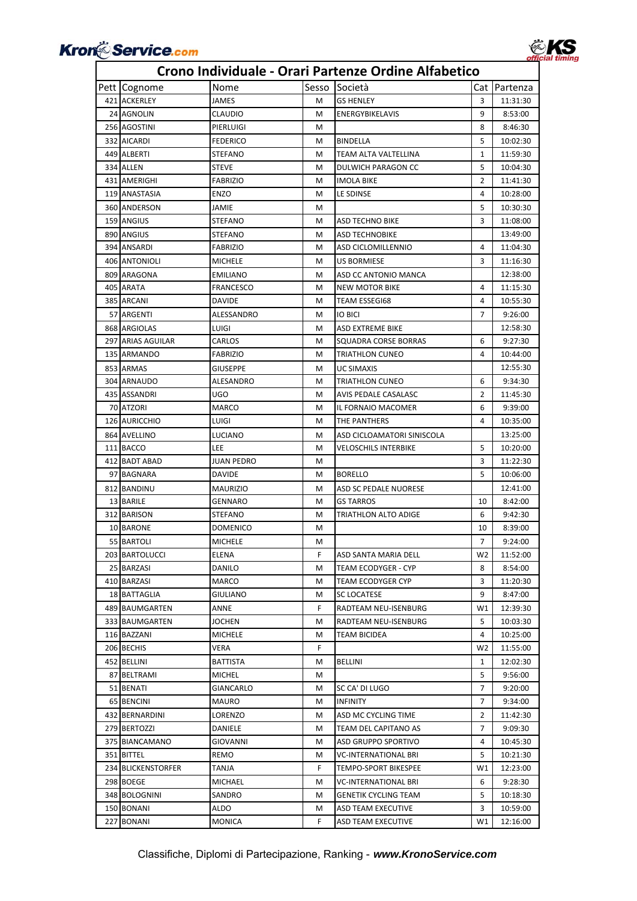# Crono Individuale - Orari Partenze Ordine Alfabetico

| Pett | Cognome | Nome | Sesso | Società | Cat | Partenza |
|---|---|---|---|---|---|---|
| 421 | ACKERLEY | JAMES | M | GS HENLEY | 3 | 11:31:30 |
| 24 | AGNOLIN | CLAUDIO | M | ENERGYBIKELAVIS | 9 | 8:53:00 |
| 256 | AGOSTINI | PIERLUIGI | M | | 8 | 8:46:30 |
| 332 | AICARDI | FEDERICO | M | BINDELLA | 5 | 10:02:30 |
| 449 | ALBERTI | STEFANO | M | TEAM ALTA VALTELLINA | 1 | 11:59:30 |
| 334 | ALLEN | STEVE | M | DULWICH PARAGON CC | 5 | 10:04:30 |
| 431 | AMERIGHI | FABRIZIO | M | IMOLA BIKE | 2 | 11:41:30 |
| 119 | ANASTASIA | ENZO | M | LE SDINSE | 4 | 10:28:00 |
| 360 | ANDERSON | JAMIE | M | | 5 | 10:30:30 |
| 159 | ANGIUS | STEFANO | M | ASD TECHNO BIKE | 3 | 11:08:00 |
| 890 | ANGIUS | STEFANO | M | ASD TECHNOBIKE | | 13:49:00 |
| 394 | ANSARDI | FABRIZIO | M | ASD CICLOMILLENNIO | 4 | 11:04:30 |
| 406 | ANTONIOLI | MICHELE | M | US BORMIESE | 3 | 11:16:30 |
| 809 | ARAGONA | EMILIANO | M | ASD CC ANTONIO MANCA | | 12:38:00 |
| 405 | ARATA | FRANCESCO | M | NEW MOTOR BIKE | 4 | 11:15:30 |
| 385 | ARCANI | DAVIDE | M | TEAM ESSEGI68 | 4 | 10:55:30 |
| 57 | ARGENTI | ALESSANDRO | M | IO BICI | 7 | 9:26:00 |
| 868 | ARGIOLAS | LUIGI | M | ASD EXTREME BIKE | | 12:58:30 |
| 297 | ARIAS AGUILAR | CARLOS | M | SQUADRA CORSE BORRAS | 6 | 9:27:30 |
| 135 | ARMANDO | FABRIZIO | M | TRIATHLON CUNEO | 4 | 10:44:00 |
| 853 | ARMAS | GIUSEPPE | M | UC SIMAXIS | | 12:55:30 |
| 304 | ARNAUDO | ALESANDRO | M | TRIATHLON CUNEO | 6 | 9:34:30 |
| 435 | ASSANDRI | UGO | M | AVIS PEDALE CASALASC | 2 | 11:45:30 |
| 70 | ATZORI | MARCO | M | IL FORNAIO MACOMER | 6 | 9:39:00 |
| 126 | AURICCHIO | LUIGI | M | THE PANTHERS | 4 | 10:35:00 |
| 864 | AVELLINO | LUCIANO | M | ASD CICLOAMATORI SINISCOLA | | 13:25:00 |
| 111 | BACCO | LEE | M | VELOSCHILS INTERBIKE | 5 | 10:20:00 |
| 412 | BADT ABAD | JUAN PEDRO | M | | 3 | 11:22:30 |
| 97 | BAGNARA | DAVIDE | M | BORELLO | 5 | 10:06:00 |
| 812 | BANDINU | MAURIZIO | M | ASD SC PEDALE NUORESE | | 12:41:00 |
| 13 | BARILE | GENNARO | M | GS TARROS | 10 | 8:42:00 |
| 312 | BARISON | STEFANO | M | TRIATHLON ALTO ADIGE | 6 | 9:42:30 |
| 10 | BARONE | DOMENICO | M | | 10 | 8:39:00 |
| 55 | BARTOLI | MICHELE | M | | 7 | 9:24:00 |
| 203 | BARTOLUCCI | ELENA | F | ASD SANTA MARIA DELL | W2 | 11:52:00 |
| 25 | BARZASI | DANILO | M | TEAM ECODYGER - CYP | 8 | 8:54:00 |
| 410 | BARZASI | MARCO | M | TEAM ECODYGER CYP | 3 | 11:20:30 |
| 18 | BATTAGLIA | GIULIANO | M | SC LOCATESE | 9 | 8:47:00 |
| 489 | BAUMGARTEN | ANNE | F | RADTEAM NEU-ISENBURG | W1 | 12:39:30 |
| 333 | BAUMGARTEN | JOCHEN | M | RADTEAM NEU-ISENBURG | 5 | 10:03:30 |
| 116 | BAZZANI | MICHELE | M | TEAM BICIDEA | 4 | 10:25:00 |
| 206 | BECHIS | VERA | F | | W2 | 11:55:00 |
| 452 | BELLINI | BATTISTA | M | BELLINI | 1 | 12:02:30 |
| 87 | BELTRAMI | MICHEL | M | | 5 | 9:56:00 |
| 51 | BENATI | GIANCARLO | M | SC CA' DI LUGO | 7 | 9:20:00 |
| 65 | BENCINI | MAURO | M | INFINITY | 7 | 9:34:00 |
| 432 | BERNARDINI | LORENZO | M | ASD MC CYCLING TIME | 2 | 11:42:30 |
| 279 | BERTOZZI | DANIELE | M | TEAM DEL CAPITANO AS | 7 | 9:09:30 |
| 375 | BIANCAMANO | GIOVANNI | M | ASD GRUPPO SPORTIVO | 4 | 10:45:30 |
| 351 | BITTEL | REMO | M | VC-INTERNATIONAL BRI | 5 | 10:21:30 |
| 234 | BLICKENSTORFER | TANJA | F | TEMPO-SPORT BIKESPEE | W1 | 12:23:00 |
| 298 | BOEGE | MICHAEL | M | VC-INTERNATIONAL BRI | 6 | 9:28:30 |
| 348 | BOLOGNINI | SANDRO | M | GENETIK CYCLING TEAM | 5 | 10:18:30 |
| 150 | BONANI | ALDO | M | ASD TEAM EXECUTIVE | 3 | 10:59:00 |
| 227 | BONANI | MONICA | F | ASD TEAM EXECUTIVE | W1 | 12:16:00 |

Classifiche, Diplomi di Partecipazione, Ranking - ***www.KronoService.com***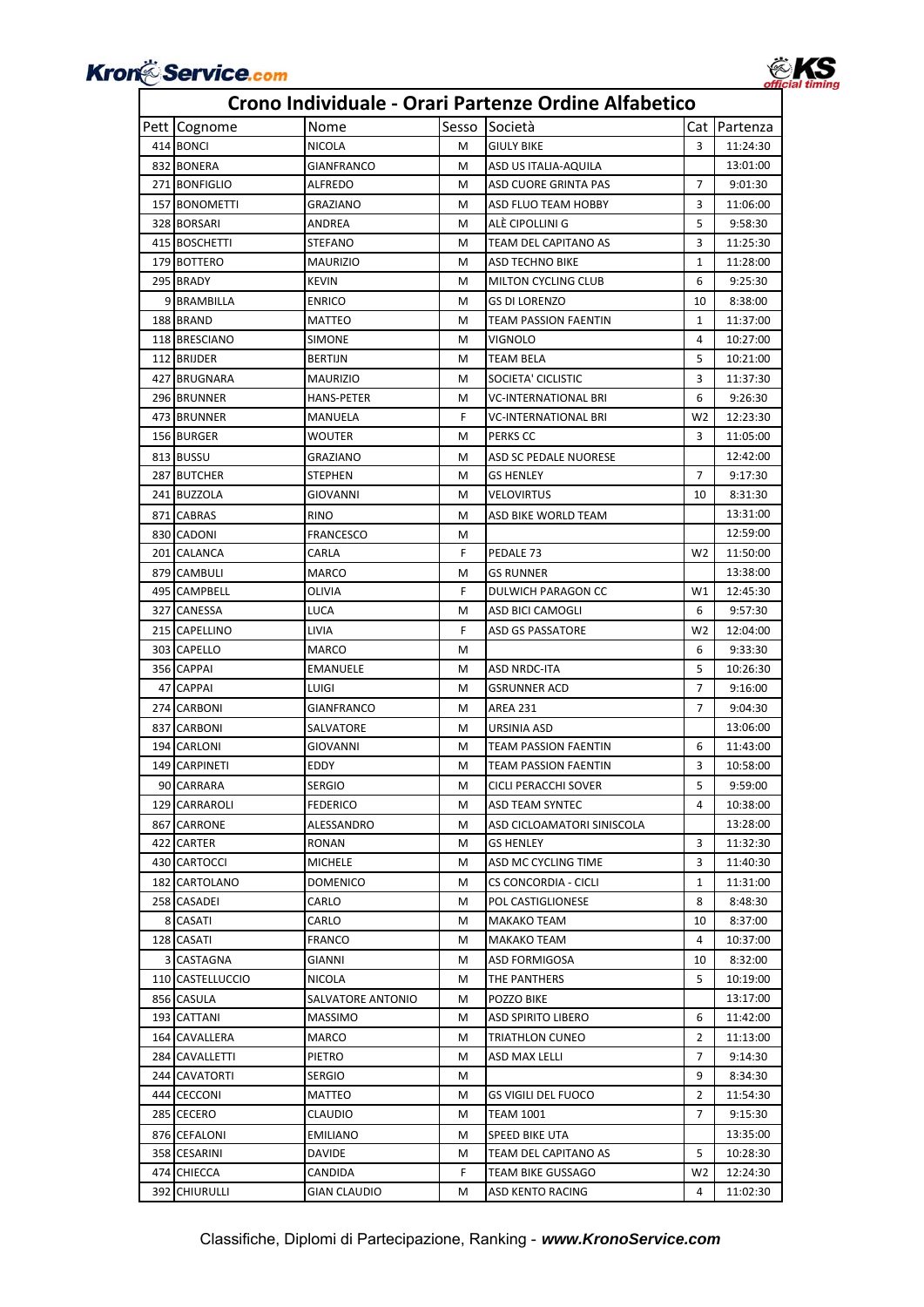# Crono Individuale - Orari Partenze Ordine Alfabetico

| Pett | Cognome | Nome | Sesso | Società | Cat | Partenza |
|---|---|---|---|---|---|---|
| 414 | BONCI | NICOLA | M | GIULY BIKE | 3 | 11:24:30 |
| 832 | BONERA | GIANFRANCO | M | ASD US ITALIA-AQUILA | | 13:01:00 |
| 271 | BONFIGLIO | ALFREDO | M | ASD CUORE GRINTA PAS | 7 | 9:01:30 |
| 157 | BONOMETTI | GRAZIANO | M | ASD FLUO TEAM HOBBY | 3 | 11:06:00 |
| 328 | BORSARI | ANDREA | M | ALÈ CIPOLLINI G | 5 | 9:58:30 |
| 415 | BOSCHETTI | STEFANO | M | TEAM DEL CAPITANO AS | 3 | 11:25:30 |
| 179 | BOTTERO | MAURIZIO | M | ASD TECHNO BIKE | 1 | 11:28:00 |
| 295 | BRADY | KEVIN | M | MILTON CYCLING CLUB | 6 | 9:25:30 |
| 9 | BRAMBILLA | ENRICO | M | GS DI LORENZO | 10 | 8:38:00 |
| 188 | BRAND | MATTEO | M | TEAM PASSION FAENTIN | 1 | 11:37:00 |
| 118 | BRESCIANO | SIMONE | M | VIGNOLO | 4 | 10:27:00 |
| 112 | BRIJDER | BERTIJN | M | TEAM BELA | 5 | 10:21:00 |
| 427 | BRUGNARA | MAURIZIO | M | SOCIETA' CICLISTIC | 3 | 11:37:30 |
| 296 | BRUNNER | HANS-PETER | M | VC-INTERNATIONAL BRI | 6 | 9:26:30 |
| 473 | BRUNNER | MANUELA | F | VC-INTERNATIONAL BRI | W2 | 12:23:30 |
| 156 | BURGER | WOUTER | M | PERKS CC | 3 | 11:05:00 |
| 813 | BUSSU | GRAZIANO | M | ASD SC PEDALE NUORESE | | 12:42:00 |
| 287 | BUTCHER | STEPHEN | M | GS HENLEY | 7 | 9:17:30 |
| 241 | BUZZOLA | GIOVANNI | M | VELOVIRTUS | 10 | 8:31:30 |
| 871 | CABRAS | RINO | M | ASD BIKE WORLD TEAM | | 13:31:00 |
| 830 | CADONI | FRANCESCO | M | | | 12:59:00 |
| 201 | CALANCA | CARLA | F | PEDALE 73 | W2 | 11:50:00 |
| 879 | CAMBULI | MARCO | M | GS RUNNER | | 13:38:00 |
| 495 | CAMPBELL | OLIVIA | F | DULWICH PARAGON CC | W1 | 12:45:30 |
| 327 | CANESSA | LUCA | M | ASD BICI CAMOGLI | 6 | 9:57:30 |
| 215 | CAPELLINO | LIVIA | F | ASD GS PASSATORE | W2 | 12:04:00 |
| 303 | CAPELLO | MARCO | M | | 6 | 9:33:30 |
| 356 | CAPPAI | EMANUELE | M | ASD NRDC-ITA | 5 | 10:26:30 |
| 47 | CAPPAI | LUIGI | M | GSRUNNER ACD | 7 | 9:16:00 |
| 274 | CARBONI | GIANFRANCO | M | AREA 231 | 7 | 9:04:30 |
| 837 | CARBONI | SALVATORE | M | URSINIA ASD | | 13:06:00 |
| 194 | CARLONI | GIOVANNI | M | TEAM PASSION FAENTIN | 6 | 11:43:00 |
| 149 | CARPINETI | EDDY | M | TEAM PASSION FAENTIN | 3 | 10:58:00 |
| 90 | CARRARA | SERGIO | M | CICLI PERACCHI SOVER | 5 | 9:59:00 |
| 129 | CARRAROLI | FEDERICO | M | ASD TEAM SYNTEC | 4 | 10:38:00 |
| 867 | CARRONE | ALESSANDRO | M | ASD CICLOAMATORI SINISCOLA | | 13:28:00 |
| 422 | CARTER | RONAN | M | GS HENLEY | 3 | 11:32:30 |
| 430 | CARTOCCI | MICHELE | M | ASD MC CYCLING TIME | 3 | 11:40:30 |
| 182 | CARTOLANO | DOMENICO | M | CS CONCORDIA - CICLI | 1 | 11:31:00 |
| 258 | CASADEI | CARLO | M | POL CASTIGLIONESE | 8 | 8:48:30 |
| 8 | CASATI | CARLO | M | MAKAKO TEAM | 10 | 8:37:00 |
| 128 | CASATI | FRANCO | M | MAKAKO TEAM | 4 | 10:37:00 |
| 3 | CASTAGNA | GIANNI | M | ASD FORMIGOSA | 10 | 8:32:00 |
| 110 | CASTELLUCCIO | NICOLA | M | THE PANTHERS | 5 | 10:19:00 |
| 856 | CASULA | SALVATORE ANTONIO | M | POZZO BIKE | | 13:17:00 |
| 193 | CATTANI | MASSIMO | M | ASD SPIRITO LIBERO | 6 | 11:42:00 |
| 164 | CAVALLERA | MARCO | M | TRIATHLON CUNEO | 2 | 11:13:00 |
| 284 | CAVALLETTI | PIETRO | M | ASD MAX LELLI | 7 | 9:14:30 |
| 244 | CAVATORTI | SERGIO | M | | 9 | 8:34:30 |
| 444 | CECCONI | MATTEO | M | GS VIGILI DEL FUOCO | 2 | 11:54:30 |
| 285 | CECERO | CLAUDIO | M | TEAM 1001 | 7 | 9:15:30 |
| 876 | CEFALONI | EMILIANO | M | SPEED BIKE UTA | | 13:35:00 |
| 358 | CESARINI | DAVIDE | M | TEAM DEL CAPITANO AS | 5 | 10:28:30 |
| 474 | CHIECCA | CANDIDA | F | TEAM BIKE GUSSAGO | W2 | 12:24:30 |
| 392 | CHIURULLI | GIAN CLAUDIO | M | ASD KENTO RACING | 4 | 11:02:30 |

Classifiche, Diplomi di Partecipazione, Ranking - ***www.KronoService.com***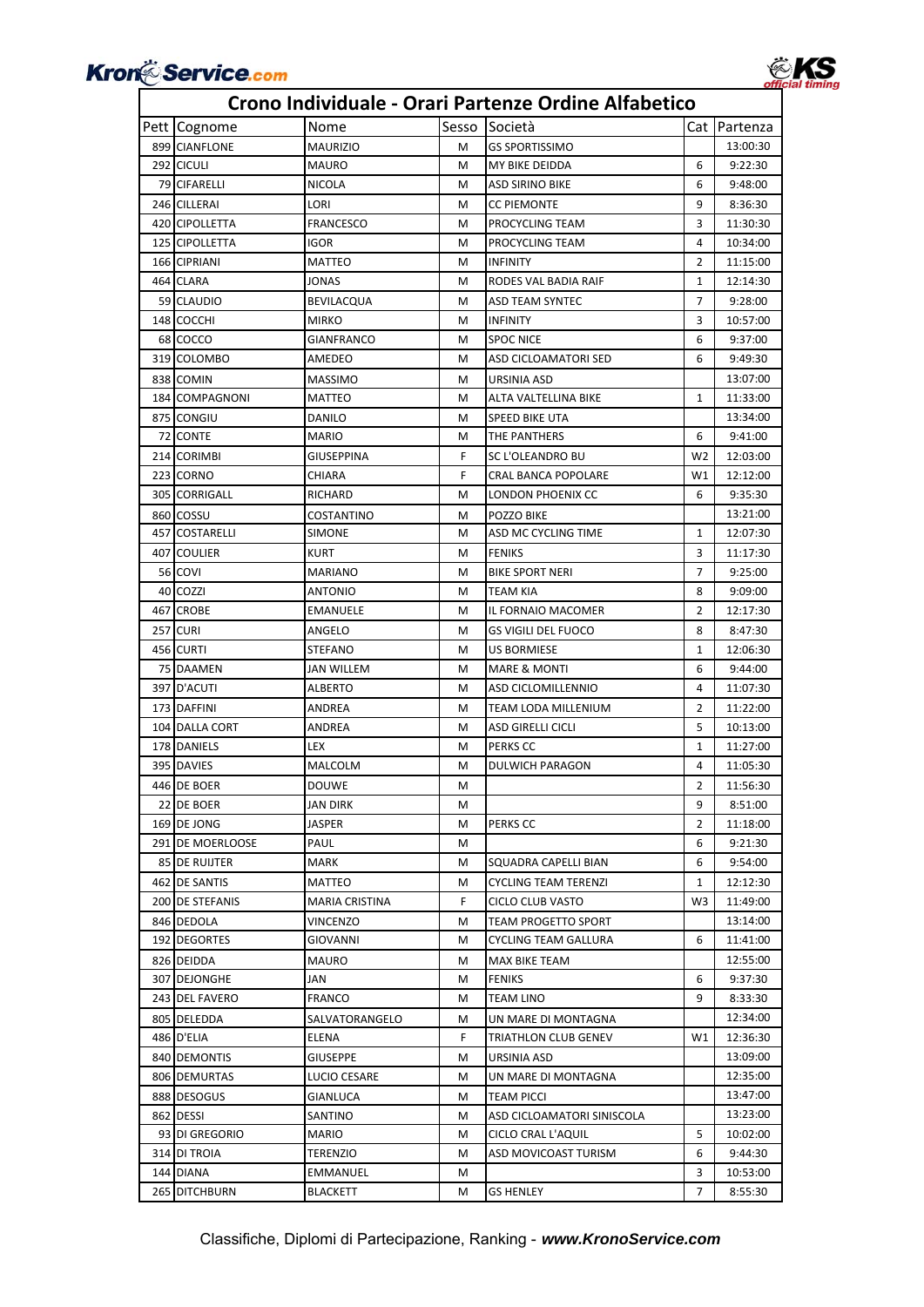# Crono Individuale - Orari Partenze Ordine Alfabetico

| Pett | Cognome | Nome | Sesso | Società | Cat | Partenza |
|---|---|---|---|---|---|---|
| 899 | CIANFLONE | MAURIZIO | M | GS SPORTISSIMO | | 13:00:30 |
| 292 | CICULI | MAURO | M | MY BIKE DEIDDA | 6 | 9:22:30 |
| 79 | CIFARELLI | NICOLA | M | ASD SIRINO BIKE | 6 | 9:48:00 |
| 246 | CILLERAI | LORI | M | CC PIEMONTE | 9 | 8:36:30 |
| 420 | CIPOLLETTA | FRANCESCO | M | PROCYCLING TEAM | 3 | 11:30:30 |
| 125 | CIPOLLETTA | IGOR | M | PROCYCLING TEAM | 4 | 10:34:00 |
| 166 | CIPRIANI | MATTEO | M | INFINITY | 2 | 11:15:00 |
| 464 | CLARA | JONAS | M | RODES VAL BADIA RAIF | 1 | 12:14:30 |
| 59 | CLAUDIO | BEVILACQUA | M | ASD TEAM SYNTEC | 7 | 9:28:00 |
| 148 | COCCHI | MIRKO | M | INFINITY | 3 | 10:57:00 |
| 68 | COCCO | GIANFRANCO | M | SPOC NICE | 6 | 9:37:00 |
| 319 | COLOMBO | AMEDEO | M | ASD CICLOAMATORI SED | 6 | 9:49:30 |
| 838 | COMIN | MASSIMO | M | URSINIA ASD | | 13:07:00 |
| 184 | COMPAGNONI | MATTEO | M | ALTA VALTELLINA BIKE | 1 | 11:33:00 |
| 875 | CONGIU | DANILO | M | SPEED BIKE UTA | | 13:34:00 |
| 72 | CONTE | MARIO | M | THE PANTHERS | 6 | 9:41:00 |
| 214 | CORIMBI | GIUSEPPINA | F | SC L'OLEANDRO BU | W2 | 12:03:00 |
| 223 | CORNO | CHIARA | F | CRAL BANCA POPOLARE | W1 | 12:12:00 |
| 305 | CORRIGALL | RICHARD | M | LONDON PHOENIX CC | 6 | 9:35:30 |
| 860 | COSSU | COSTANTINO | M | POZZO BIKE | | 13:21:00 |
| 457 | COSTARELLI | SIMONE | M | ASD MC CYCLING TIME | 1 | 12:07:30 |
| 407 | COULIER | KURT | M | FENIKS | 3 | 11:17:30 |
| 56 | COVI | MARIANO | M | BIKE SPORT NERI | 7 | 9:25:00 |
| 40 | COZZI | ANTONIO | M | TEAM KIA | 8 | 9:09:00 |
| 467 | CROBE | EMANUELE | M | IL FORNAIO MACOMER | 2 | 12:17:30 |
| 257 | CURI | ANGELO | M | GS VIGILI DEL FUOCO | 8 | 8:47:30 |
| 456 | CURTI | STEFANO | M | US BORMIESE | 1 | 12:06:30 |
| 75 | DAAMEN | JAN WILLEM | M | MARE & MONTI | 6 | 9:44:00 |
| 397 | D'ACUTI | ALBERTO | M | ASD CICLOMILLENNIO | 4 | 11:07:30 |
| 173 | DAFFINI | ANDREA | M | TEAM LODA MILLENIUM | 2 | 11:22:00 |
| 104 | DALLA CORT | ANDREA | M | ASD GIRELLI CICLI | 5 | 10:13:00 |
| 178 | DANIELS | LEX | M | PERKS CC | 1 | 11:27:00 |
| 395 | DAVIES | MALCOLM | M | DULWICH PARAGON | 4 | 11:05:30 |
| 446 | DE BOER | DOUWE | M | | 2 | 11:56:30 |
| 22 | DE BOER | JAN DIRK | M | | 9 | 8:51:00 |
| 169 | DE JONG | JASPER | M | PERKS CC | 2 | 11:18:00 |
| 291 | DE MOERLOOSE | PAUL | M | | 6 | 9:21:30 |
| 85 | DE RUIJTER | MARK | M | SQUADRA CAPELLI BIAN | 6 | 9:54:00 |
| 462 | DE SANTIS | MATTEO | M | CYCLING TEAM TERENZI | 1 | 12:12:30 |
| 200 | DE STEFANIS | MARIA CRISTINA | F | CICLO CLUB VASTO | W3 | 11:49:00 |
| 846 | DEDOLA | VINCENZO | M | TEAM PROGETTO SPORT | | 13:14:00 |
| 192 | DEGORTES | GIOVANNI | M | CYCLING TEAM GALLURA | 6 | 11:41:00 |
| 826 | DEIDDA | MAURO | M | MAX BIKE TEAM | | 12:55:00 |
| 307 | DEJONGHE | JAN | M | FENIKS | 6 | 9:37:30 |
| 243 | DEL FAVERO | FRANCO | M | TEAM LINO | 9 | 8:33:30 |
| 805 | DELEDDA | SALVATORANGELO | M | UN MARE DI MONTAGNA | | 12:34:00 |
| 486 | D'ELIA | ELENA | F | TRIATHLON CLUB GENEV | W1 | 12:36:30 |
| 840 | DEMONTIS | GIUSEPPE | M | URSINIA ASD | | 13:09:00 |
| 806 | DEMURTAS | LUCIO CESARE | M | UN MARE DI MONTAGNA | | 12:35:00 |
| 888 | DESOGUS | GIANLUCA | M | TEAM PICCI | | 13:47:00 |
| 862 | DESSI | SANTINO | M | ASD CICLOAMATORI SINISCOLA | | 13:23:00 |
| 93 | DI GREGORIO | MARIO | M | CICLO CRAL L'AQUIL | 5 | 10:02:00 |
| 314 | DI TROIA | TERENZIO | M | ASD MOVICOAST TURISM | 6 | 9:44:30 |
| 144 | DIANA | EMMANUEL | M | | 3 | 10:53:00 |
| 265 | DITCHBURN | BLACKETT | M | GS HENLEY | 7 | 8:55:30 |

Classifiche, Diplomi di Partecipazione, Ranking - ***www.KronoService.com***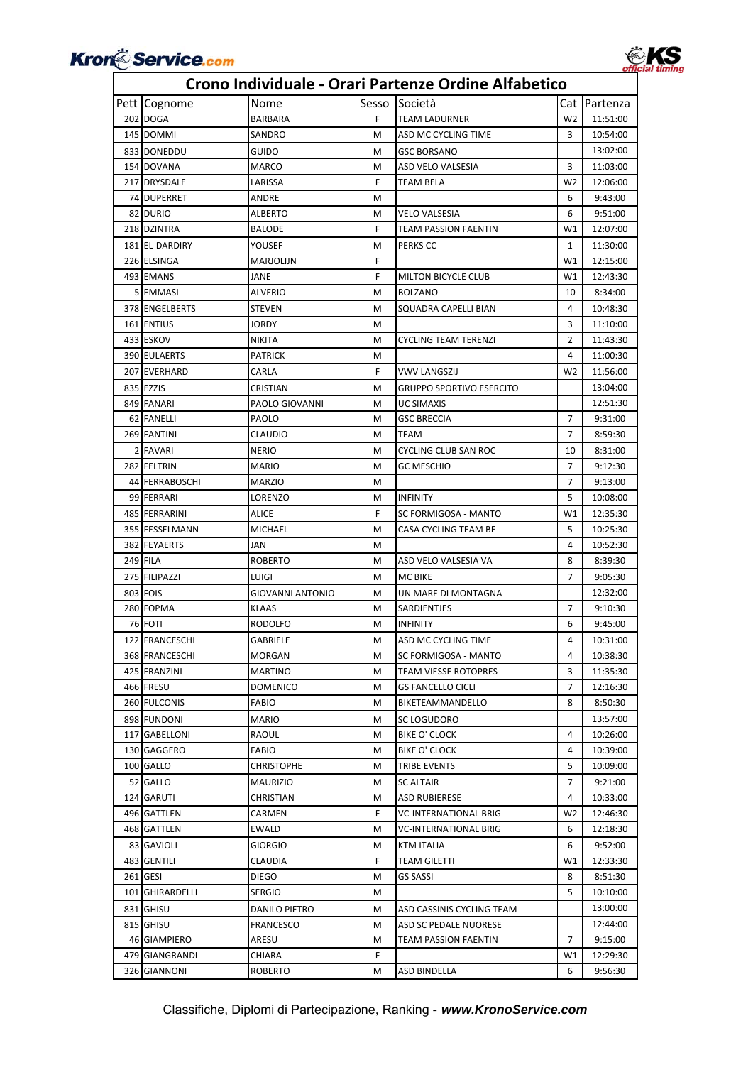# Crono Individuale - Orari Partenze Ordine Alfabetico

| Pett | Cognome | Nome | Sesso | Società | Cat | Partenza |
|---|---|---|---|---|---|---|
| 202 | DOGA | BARBARA | F | TEAM LADURNER | W2 | 11:51:00 |
| 145 | DOMMI | SANDRO | M | ASD MC CYCLING TIME | 3 | 10:54:00 |
| 833 | DONEDDU | GUIDO | M | GSC BORSANO | | 13:02:00 |
| 154 | DOVANA | MARCO | M | ASD VELO VALSESIA | 3 | 11:03:00 |
| 217 | DRYSDALE | LARISSA | F | TEAM BELA | W2 | 12:06:00 |
| 74 | DUPERRET | ANDRE | M | | 6 | 9:43:00 |
| 82 | DURIO | ALBERTO | M | VELO VALSESIA | 6 | 9:51:00 |
| 218 | DZINTRA | BALODE | F | TEAM PASSION FAENTIN | W1 | 12:07:00 |
| 181 | EL-DARDIRY | YOUSEF | M | PERKS CC | 1 | 11:30:00 |
| 226 | ELSINGA | MARJOLIJN | F | | W1 | 12:15:00 |
| 493 | EMANS | JANE | F | MILTON BICYCLE CLUB | W1 | 12:43:30 |
| 5 | EMMASI | ALVERIO | M | BOLZANO | 10 | 8:34:00 |
| 378 | ENGELBERTS | STEVEN | M | SQUADRA CAPELLI BIAN | 4 | 10:48:30 |
| 161 | ENTIUS | JORDY | M | | 3 | 11:10:00 |
| 433 | ESKOV | NIKITA | M | CYCLING TEAM TERENZI | 2 | 11:43:30 |
| 390 | EULAERTS | PATRICK | M | | 4 | 11:00:30 |
| 207 | EVERHARD | CARLA | F | VWV LANGSZIJ | W2 | 11:56:00 |
| 835 | EZZIS | CRISTIAN | M | GRUPPO SPORTIVO ESERCITO | | 13:04:00 |
| 849 | FANARI | PAOLO GIOVANNI | M | UC SIMAXIS | | 12:51:30 |
| 62 | FANELLI | PAOLO | M | GSC BRECCIA | 7 | 9:31:00 |
| 269 | FANTINI | CLAUDIO | M | TEAM | 7 | 8:59:30 |
| 2 | FAVARI | NERIO | M | CYCLING CLUB SAN ROC | 10 | 8:31:00 |
| 282 | FELTRIN | MARIO | M | GC MESCHIO | 7 | 9:12:30 |
| 44 | FERRABOSCHI | MARZIO | M | | 7 | 9:13:00 |
| 99 | FERRARI | LORENZO | M | INFINITY | 5 | 10:08:00 |
| 485 | FERRARINI | ALICE | F | SC FORMIGOSA - MANTO | W1 | 12:35:30 |
| 355 | FESSELMANN | MICHAEL | M | CASA CYCLING TEAM BE | 5 | 10:25:30 |
| 382 | FEYAERTS | JAN | M | | 4 | 10:52:30 |
| 249 | FILA | ROBERTO | M | ASD VELO VALSESIA VA | 8 | 8:39:30 |
| 275 | FILIPAZZI | LUIGI | M | MC BIKE | 7 | 9:05:30 |
| 803 | FOIS | GIOVANNI ANTONIO | M | UN MARE DI MONTAGNA | | 12:32:00 |
| 280 | FOPMA | KLAAS | M | SARDIENTJES | 7 | 9:10:30 |
| 76 | FOTI | RODOLFO | M | INFINITY | 6 | 9:45:00 |
| 122 | FRANCESCHI | GABRIELE | M | ASD MC CYCLING TIME | 4 | 10:31:00 |
| 368 | FRANCESCHI | MORGAN | M | SC FORMIGOSA - MANTO | 4 | 10:38:30 |
| 425 | FRANZINI | MARTINO | M | TEAM VIESSE ROTOPRES | 3 | 11:35:30 |
| 466 | FRESU | DOMENICO | M | GS FANCELLO CICLI | 7 | 12:16:30 |
| 260 | FULCONIS | FABIO | M | BIKETEAMMANDELLO | 8 | 8:50:30 |
| 898 | FUNDONI | MARIO | M | SC LOGUDORO | | 13:57:00 |
| 117 | GABELLONI | RAOUL | M | BIKE O' CLOCK | 4 | 10:26:00 |
| 130 | GAGGERO | FABIO | M | BIKE O' CLOCK | 4 | 10:39:00 |
| 100 | GALLO | CHRISTOPHE | M | TRIBE EVENTS | 5 | 10:09:00 |
| 52 | GALLO | MAURIZIO | M | SC ALTAIR | 7 | 9:21:00 |
| 124 | GARUTI | CHRISTIAN | M | ASD RUBIERESE | 4 | 10:33:00 |
| 496 | GATTLEN | CARMEN | F | VC-INTERNATIONAL BRIG | W2 | 12:46:30 |
| 468 | GATTLEN | EWALD | M | VC-INTERNATIONAL BRIG | 6 | 12:18:30 |
| 83 | GAVIOLI | GIORGIO | M | KTM ITALIA | 6 | 9:52:00 |
| 483 | GENTILI | CLAUDIA | F | TEAM GILETTI | W1 | 12:33:30 |
| 261 | GESI | DIEGO | M | GS SASSI | 8 | 8:51:30 |
| 101 | GHIRARDELLI | SERGIO | M | | 5 | 10:10:00 |
| 831 | GHISU | DANILO PIETRO | M | ASD CASSINIS CYCLING TEAM | | 13:00:00 |
| 815 | GHISU | FRANCESCO | M | ASD SC PEDALE NUORESE | | 12:44:00 |
| 46 | GIAMPIERO | ARESU | M | TEAM PASSION FAENTIN | 7 | 9:15:00 |
| 479 | GIANGRANDI | CHIARA | F | | W1 | 12:29:30 |
| 326 | GIANNONI | ROBERTO | M | ASD BINDELLA | 6 | 9:56:30 |

Classifiche, Diplomi di Partecipazione, Ranking - ***www.KronoService.com***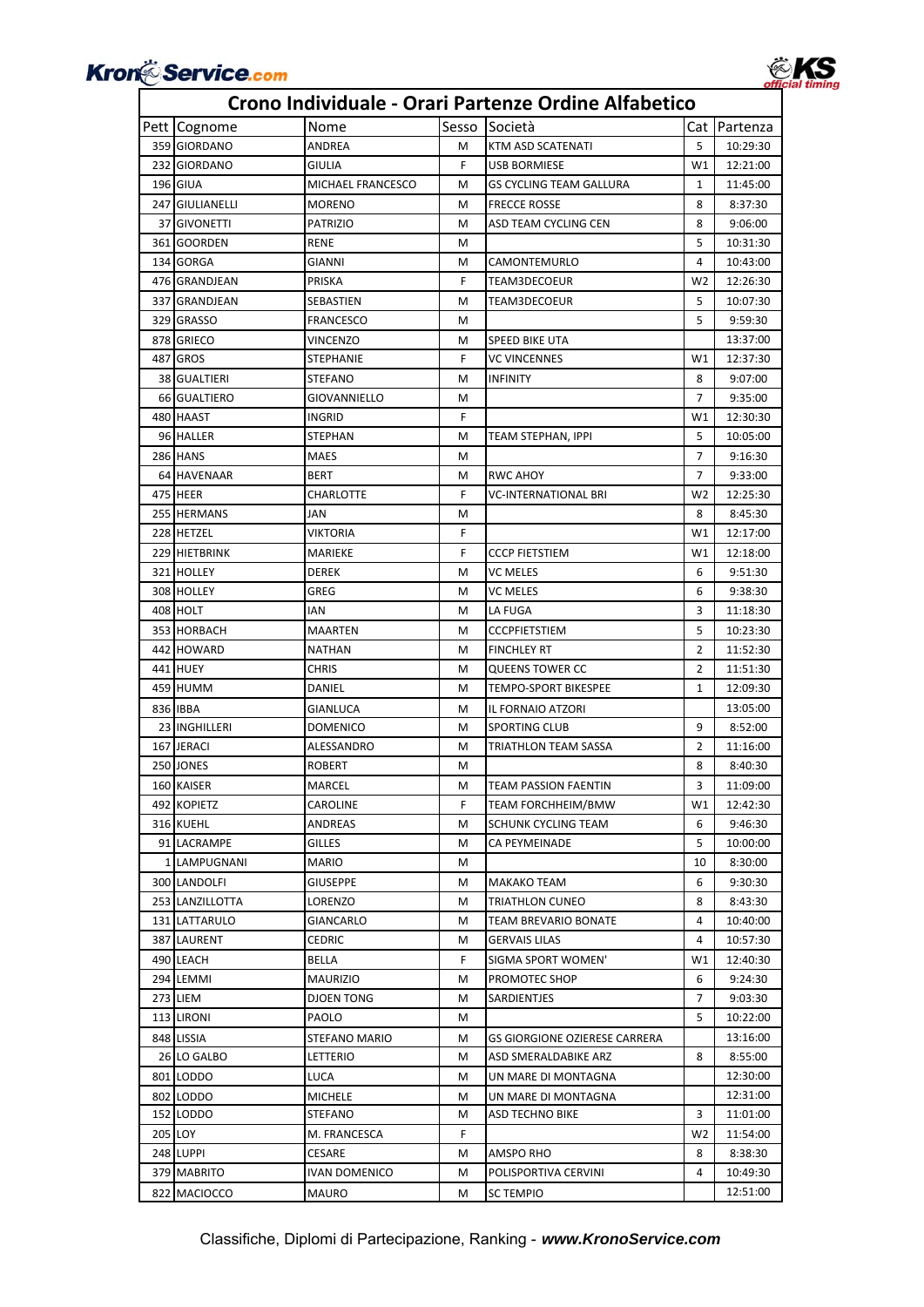# Crono Individuale - Orari Partenze Ordine Alfabetico

| Pett | Cognome | Nome | Sesso | Società | Cat | Partenza |
|---|---|---|---|---|---|---|
| 359 | GIORDANO | ANDREA | M | KTM ASD SCATENATI | 5 | 10:29:30 |
| 232 | GIORDANO | GIULIA | F | USB BORMIESE | W1 | 12:21:00 |
| 196 | GIUA | MICHAEL FRANCESCO | M | GS CYCLING TEAM GALLURA | 1 | 11:45:00 |
| 247 | GIULIANELLI | MORENO | M | FRECCE ROSSE | 8 | 8:37:30 |
| 37 | GIVONETTI | PATRIZIO | M | ASD TEAM CYCLING CEN | 8 | 9:06:00 |
| 361 | GOORDEN | RENE | M | | 5 | 10:31:30 |
| 134 | GORGA | GIANNI | M | CAMONTEMURLO | 4 | 10:43:00 |
| 476 | GRANDJEAN | PRISKA | F | TEAM3DECOEUR | W2 | 12:26:30 |
| 337 | GRANDJEAN | SEBASTIEN | M | TEAM3DECOEUR | 5 | 10:07:30 |
| 329 | GRASSO | FRANCESCO | M | | 5 | 9:59:30 |
| 878 | GRIECO | VINCENZO | M | SPEED BIKE UTA | | 13:37:00 |
| 487 | GROS | STEPHANIE | F | VC VINCENNES | W1 | 12:37:30 |
| 38 | GUALTIERI | STEFANO | M | INFINITY | 8 | 9:07:00 |
| 66 | GUALTIERO | GIOVANNIELLO | M | | 7 | 9:35:00 |
| 480 | HAAST | INGRID | F | | W1 | 12:30:30 |
| 96 | HALLER | STEPHAN | M | TEAM STEPHAN, IPPI | 5 | 10:05:00 |
| 286 | HANS | MAES | M | | 7 | 9:16:30 |
| 64 | HAVENAAR | BERT | M | RWC AHOY | 7 | 9:33:00 |
| 475 | HEER | CHARLOTTE | F | VC-INTERNATIONAL BRI | W2 | 12:25:30 |
| 255 | HERMANS | JAN | M | | 8 | 8:45:30 |
| 228 | HETZEL | VIKTORIA | F | | W1 | 12:17:00 |
| 229 | HIETBRINK | MARIEKE | F | CCCP FIETSTIEM | W1 | 12:18:00 |
| 321 | HOLLEY | DEREK | M | VC MELES | 6 | 9:51:30 |
| 308 | HOLLEY | GREG | M | VC MELES | 6 | 9:38:30 |
| 408 | HOLT | IAN | M | LA FUGA | 3 | 11:18:30 |
| 353 | HORBACH | MAARTEN | M | CCCPFIETSTIEM | 5 | 10:23:30 |
| 442 | HOWARD | NATHAN | M | FINCHLEY RT | 2 | 11:52:30 |
| 441 | HUEY | CHRIS | M | QUEENS TOWER CC | 2 | 11:51:30 |
| 459 | HUMM | DANIEL | M | TEMPO-SPORT BIKESPEE | 1 | 12:09:30 |
| 836 | IBBA | GIANLUCA | M | IL FORNAIO ATZORI | | 13:05:00 |
| 23 | INGHILLERI | DOMENICO | M | SPORTING CLUB | 9 | 8:52:00 |
| 167 | JERACI | ALESSANDRO | M | TRIATHLON TEAM SASSA | 2 | 11:16:00 |
| 250 | JONES | ROBERT | M | | 8 | 8:40:30 |
| 160 | KAISER | MARCEL | M | TEAM PASSION FAENTIN | 3 | 11:09:00 |
| 492 | KOPIETZ | CAROLINE | F | TEAM FORCHHEIM/BMW | W1 | 12:42:30 |
| 316 | KUEHL | ANDREAS | M | SCHUNK CYCLING TEAM | 6 | 9:46:30 |
| 91 | LACRAMPE | GILLES | M | CA PEYMEINADE | 5 | 10:00:00 |
| 1 | LAMPUGNANI | MARIO | M | | 10 | 8:30:00 |
| 300 | LANDOLFI | GIUSEPPE | M | MAKAKO TEAM | 6 | 9:30:30 |
| 253 | LANZILLOTTA | LORENZO | M | TRIATHLON CUNEO | 8 | 8:43:30 |
| 131 | LATTARULO | GIANCARLO | M | TEAM BREVARIO BONATE | 4 | 10:40:00 |
| 387 | LAURENT | CEDRIC | M | GERVAIS LILAS | 4 | 10:57:30 |
| 490 | LEACH | BELLA | F | SIGMA SPORT WOMEN' | W1 | 12:40:30 |
| 294 | LEMMI | MAURIZIO | M | PROMOTEC SHOP | 6 | 9:24:30 |
| 273 | LIEM | DJOEN TONG | M | SARDIENTJES | 7 | 9:03:30 |
| 113 | LIRONI | PAOLO | M | | 5 | 10:22:00 |
| 848 | LISSIA | STEFANO MARIO | M | GS GIORGIONE OZIERESE CARRERA | | 13:16:00 |
| 26 | LO GALBO | LETTERIO | M | ASD SMERALDABIKE ARZ | 8 | 8:55:00 |
| 801 | LODDO | LUCA | M | UN MARE DI MONTAGNA | | 12:30:00 |
| 802 | LODDO | MICHELE | M | UN MARE DI MONTAGNA | | 12:31:00 |
| 152 | LODDO | STEFANO | M | ASD TECHNO BIKE | 3 | 11:01:00 |
| 205 | LOY | M. FRANCESCA | F | | W2 | 11:54:00 |
| 248 | LUPPI | CESARE | M | AMSPO RHO | 8 | 8:38:30 |
| 379 | MABRITO | IVAN DOMENICO | M | POLISPORTIVA CERVINI | 4 | 10:49:30 |
| 822 | MACIOCCO | MAURO | M | SC TEMPIO | | 12:51:00 |

Classifiche, Diplomi di Partecipazione, Ranking - ***www.KronoService.com***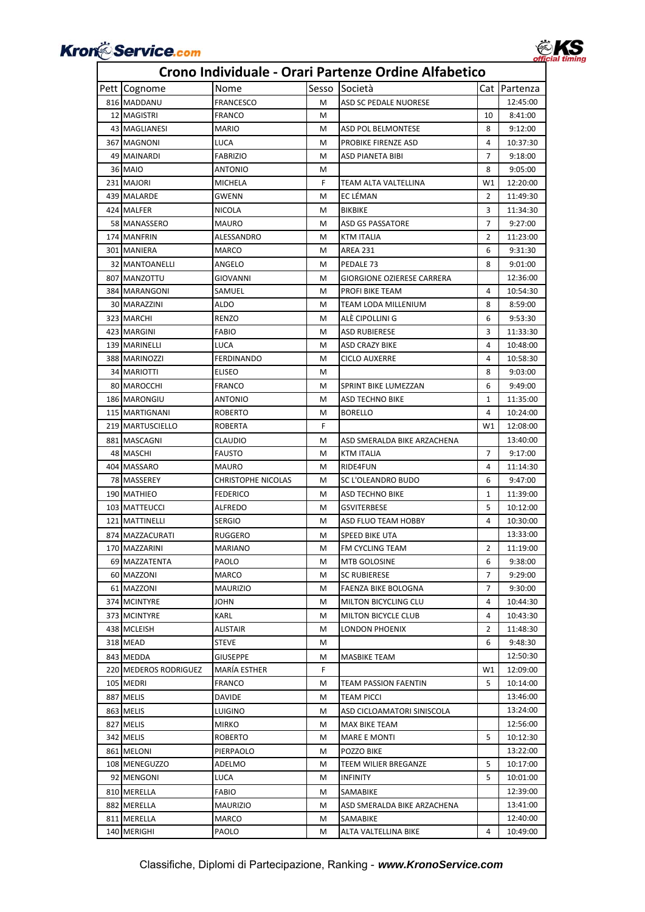# Crono Individuale - Orari Partenze Ordine Alfabetico

| Pett | Cognome | Nome | Sesso | Società | Cat | Partenza |
|---|---|---|---|---|---|---|
| 816 | MADDANU | FRANCESCO | M | ASD SC PEDALE NUORESE | | 12:45:00 |
| 12 | MAGISTRI | FRANCO | M | | 10 | 8:41:00 |
| 43 | MAGLIANESI | MARIO | M | ASD POL BELMONTESE | 8 | 9:12:00 |
| 367 | MAGNONI | LUCA | M | PROBIKE FIRENZE ASD | 4 | 10:37:30 |
| 49 | MAINARDI | FABRIZIO | M | ASD PIANETA BIBI | 7 | 9:18:00 |
| 36 | MAIO | ANTONIO | M | | 8 | 9:05:00 |
| 231 | MAJORI | MICHELA | F | TEAM ALTA VALTELLINA | W1 | 12:20:00 |
| 439 | MALARDE | GWENN | M | EC LÉMAN | 2 | 11:49:30 |
| 424 | MALFER | NICOLA | M | BIKBIKE | 3 | 11:34:30 |
| 58 | MANASSERO | MAURO | M | ASD GS PASSATORE | 7 | 9:27:00 |
| 174 | MANFRIN | ALESSANDRO | M | KTM ITALIA | 2 | 11:23:00 |
| 301 | MANIERA | MARCO | M | AREA 231 | 6 | 9:31:30 |
| 32 | MANTOANELLI | ANGELO | M | PEDALE 73 | 8 | 9:01:00 |
| 807 | MANZOTTU | GIOVANNI | M | GIORGIONE OZIERESE CARRERA | | 12:36:00 |
| 384 | MARANGONI | SAMUEL | M | PROFI BIKE TEAM | 4 | 10:54:30 |
| 30 | MARAZZINI | ALDO | M | TEAM LODA MILLENIUM | 8 | 8:59:00 |
| 323 | MARCHI | RENZO | M | ALÈ CIPOLLINI G | 6 | 9:53:30 |
| 423 | MARGINI | FABIO | M | ASD RUBIERESE | 3 | 11:33:30 |
| 139 | MARINELLI | LUCA | M | ASD CRAZY BIKE | 4 | 10:48:00 |
| 388 | MARINOZZI | FERDINANDO | M | CICLO AUXERRE | 4 | 10:58:30 |
| 34 | MARIOTTI | ELISEO | M | | 8 | 9:03:00 |
| 80 | MAROCCHI | FRANCO | M | SPRINT BIKE LUMEZZAN | 6 | 9:49:00 |
| 186 | MARONGIU | ANTONIO | M | ASD TECHNO BIKE | 1 | 11:35:00 |
| 115 | MARTIGNANI | ROBERTO | M | BORELLO | 4 | 10:24:00 |
| 219 | MARTUSCIELLO | ROBERTA | F | | W1 | 12:08:00 |
| 881 | MASCAGNI | CLAUDIO | M | ASD SMERALDA BIKE ARZACHENA | | 13:40:00 |
| 48 | MASCHI | FAUSTO | M | KTM ITALIA | 7 | 9:17:00 |
| 404 | MASSARO | MAURO | M | RIDE4FUN | 4 | 11:14:30 |
| 78 | MASSEREY | CHRISTOPHE NICOLAS | M | SC L'OLEANDRO BUDO | 6 | 9:47:00 |
| 190 | MATHIEO | FEDERICO | M | ASD TECHNO BIKE | 1 | 11:39:00 |
| 103 | MATTEUCCI | ALFREDO | M | GSVITERBESE | 5 | 10:12:00 |
| 121 | MATTINELLI | SERGIO | M | ASD FLUO TEAM HOBBY | 4 | 10:30:00 |
| 874 | MAZZACURATI | RUGGERO | M | SPEED BIKE UTA | | 13:33:00 |
| 170 | MAZZARINI | MARIANO | M | FM CYCLING TEAM | 2 | 11:19:00 |
| 69 | MAZZATENTA | PAOLO | M | MTB GOLOSINE | 6 | 9:38:00 |
| 60 | MAZZONI | MARCO | M | SC RUBIERESE | 7 | 9:29:00 |
| 61 | MAZZONI | MAURIZIO | M | FAENZA BIKE BOLOGNA | 7 | 9:30:00 |
| 374 | MCINTYRE | JOHN | M | MILTON BICYCLING CLU | 4 | 10:44:30 |
| 373 | MCINTYRE | KARL | M | MILTON BICYCLE CLUB | 4 | 10:43:30 |
| 438 | MCLEISH | ALISTAIR | M | LONDON PHOENIX | 2 | 11:48:30 |
| 318 | MEAD | STEVE | M | | 6 | 9:48:30 |
| 843 | MEDDA | GIUSEPPE | M | MASBIKE TEAM | | 12:50:30 |
| 220 | MEDEROS RODRIGUEZ | MARÍA ESTHER | F | | W1 | 12:09:00 |
| 105 | MEDRI | FRANCO | M | TEAM PASSION FAENTIN | 5 | 10:14:00 |
| 887 | MELIS | DAVIDE | M | TEAM PICCI | | 13:46:00 |
| 863 | MELIS | LUIGINO | M | ASD CICLOAMATORI SINISCOLA | | 13:24:00 |
| 827 | MELIS | MIRKO | M | MAX BIKE TEAM | | 12:56:00 |
| 342 | MELIS | ROBERTO | M | MARE E MONTI | 5 | 10:12:30 |
| 861 | MELONI | PIERPAOLO | M | POZZO BIKE | | 13:22:00 |
| 108 | MENEGUZZO | ADELMO | M | TEEM WILIER BREGANZE | 5 | 10:17:00 |
| 92 | MENGONI | LUCA | M | INFINITY | 5 | 10:01:00 |
| 810 | MERELLA | FABIO | M | SAMABIKE | | 12:39:00 |
| 882 | MERELLA | MAURIZIO | M | ASD SMERALDA BIKE ARZACHENA | | 13:41:00 |
| 811 | MERELLA | MARCO | M | SAMABIKE | | 12:40:00 |
| 140 | MERIGHI | PAOLO | M | ALTA VALTELLINA BIKE | 4 | 10:49:00 |

Classifiche, Diplomi di Partecipazione, Ranking - ***www.KronoService.com***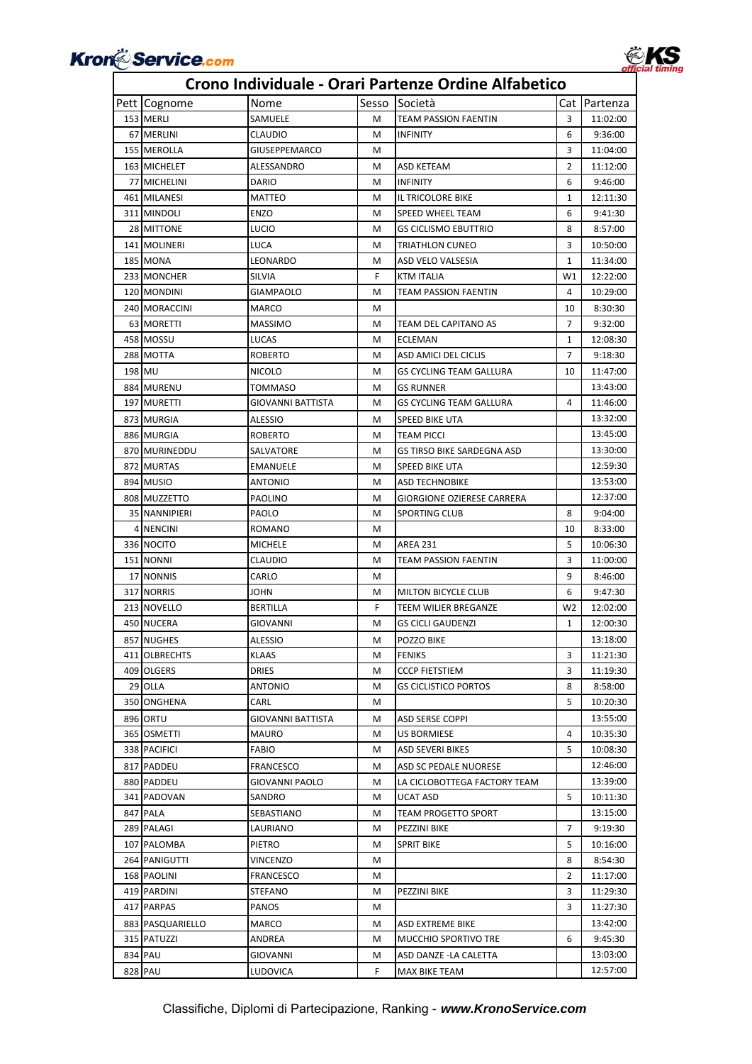# Crono Individuale - Orari Partenze Ordine Alfabetico

| Pett | Cognome | Nome | Sesso | Società | Cat | Partenza |
|---|---|---|---|---|---|---|
| 153 | MERLI | SAMUELE | M | TEAM PASSION FAENTIN | 3 | 11:02:00 |
| 67 | MERLINI | CLAUDIO | M | INFINITY | 6 | 9:36:00 |
| 155 | MEROLLA | GIUSEPPEMARCO | M | | 3 | 11:04:00 |
| 163 | MICHELET | ALESSANDRO | M | ASD KETEAM | 2 | 11:12:00 |
| 77 | MICHELINI | DARIO | M | INFINITY | 6 | 9:46:00 |
| 461 | MILANESI | MATTEO | M | IL TRICOLORE BIKE | 1 | 12:11:30 |
| 311 | MINDOLI | ENZO | M | SPEED WHEEL TEAM | 6 | 9:41:30 |
| 28 | MITTONE | LUCIO | M | GS CICLISMO EBUTTRIO | 8 | 8:57:00 |
| 141 | MOLINERI | LUCA | M | TRIATHLON CUNEO | 3 | 10:50:00 |
| 185 | MONA | LEONARDO | M | ASD VELO VALSESIA | 1 | 11:34:00 |
| 233 | MONCHER | SILVIA | F | KTM ITALIA | W1 | 12:22:00 |
| 120 | MONDINI | GIAMPAOLO | M | TEAM PASSION FAENTIN | 4 | 10:29:00 |
| 240 | MORACCINI | MARCO | M | | 10 | 8:30:30 |
| 63 | MORETTI | MASSIMO | M | TEAM DEL CAPITANO AS | 7 | 9:32:00 |
| 458 | MOSSU | LUCAS | M | ECLEMAN | 1 | 12:08:30 |
| 288 | MOTTA | ROBERTO | M | ASD AMICI DEL CICLIS | 7 | 9:18:30 |
| 198 | MU | NICOLO | M | GS CYCLING TEAM GALLURA | 10 | 11:47:00 |
| 884 | MURENU | TOMMASO | M | GS RUNNER | | 13:43:00 |
| 197 | MURETTI | GIOVANNI BATTISTA | M | GS CYCLING TEAM GALLURA | 4 | 11:46:00 |
| 873 | MURGIA | ALESSIO | M | SPEED BIKE UTA | | 13:32:00 |
| 886 | MURGIA | ROBERTO | M | TEAM PICCI | | 13:45:00 |
| 870 | MURINEDDU | SALVATORE | M | GS TIRSO BIKE SARDEGNA ASD | | 13:30:00 |
| 872 | MURTAS | EMANUELE | M | SPEED BIKE UTA | | 12:59:30 |
| 894 | MUSIO | ANTONIO | M | ASD TECHNOBIKE | | 13:53:00 |
| 808 | MUZZETTO | PAOLINO | M | GIORGIONE OZIERESE CARRERA | | 12:37:00 |
| 35 | NANNIPIERI | PAOLO | M | SPORTING CLUB | 8 | 9:04:00 |
| 4 | NENCINI | ROMANO | M | | 10 | 8:33:00 |
| 336 | NOCITO | MICHELE | M | AREA 231 | 5 | 10:06:30 |
| 151 | NONNI | CLAUDIO | M | TEAM PASSION FAENTIN | 3 | 11:00:00 |
| 17 | NONNIS | CARLO | M | | 9 | 8:46:00 |
| 317 | NORRIS | JOHN | M | MILTON BICYCLE CLUB | 6 | 9:47:30 |
| 213 | NOVELLO | BERTILLA | F | TEEM WILIER BREGANZE | W2 | 12:02:00 |
| 450 | NUCERA | GIOVANNI | M | GS CICLI GAUDENZI | 1 | 12:00:30 |
| 857 | NUGHES | ALESSIO | M | POZZO BIKE | | 13:18:00 |
| 411 | OLBRECHTS | KLAAS | M | FENIKS | 3 | 11:21:30 |
| 409 | OLGERS | DRIES | M | CCCP FIETSTIEM | 3 | 11:19:30 |
| 29 | OLLA | ANTONIO | M | GS CICLISTICO PORTOS | 8 | 8:58:00 |
| 350 | ONGHENA | CARL | M | | 5 | 10:20:30 |
| 896 | ORTU | GIOVANNI BATTISTA | M | ASD SERSE COPPI | | 13:55:00 |
| 365 | OSMETTI | MAURO | M | US BORMIESE | 4 | 10:35:30 |
| 338 | PACIFICI | FABIO | M | ASD SEVERI BIKES | 5 | 10:08:30 |
| 817 | PADDEU | FRANCESCO | M | ASD SC PEDALE NUORESE | | 12:46:00 |
| 880 | PADDEU | GIOVANNI PAOLO | M | LA CICLOBOTTEGA FACTORY TEAM | | 13:39:00 |
| 341 | PADOVAN | SANDRO | M | UCAT ASD | 5 | 10:11:30 |
| 847 | PALA | SEBASTIANO | M | TEAM PROGETTO SPORT | | 13:15:00 |
| 289 | PALAGI | LAURIANO | M | PEZZINI BIKE | 7 | 9:19:30 |
| 107 | PALOMBA | PIETRO | M | SPRIT BIKE | 5 | 10:16:00 |
| 264 | PANIGUTTI | VINCENZO | M | | 8 | 8:54:30 |
| 168 | PAOLINI | FRANCESCO | M | | 2 | 11:17:00 |
| 419 | PARDINI | STEFANO | M | PEZZINI BIKE | 3 | 11:29:30 |
| 417 | PARPAS | PANOS | M | | 3 | 11:27:30 |
| 883 | PASQUARIELLO | MARCO | M | ASD EXTREME BIKE | | 13:42:00 |
| 315 | PATUZZI | ANDREA | M | MUCCHIO SPORTIVO TRE | 6 | 9:45:30 |
| 834 | PAU | GIOVANNI | M | ASD DANZE -LA CALETTA | | 13:03:00 |
| 828 | PAU | LUDOVICA | F | MAX BIKE TEAM | | 12:57:00 |

Classifiche, Diplomi di Partecipazione, Ranking - ***www.KronoService.com***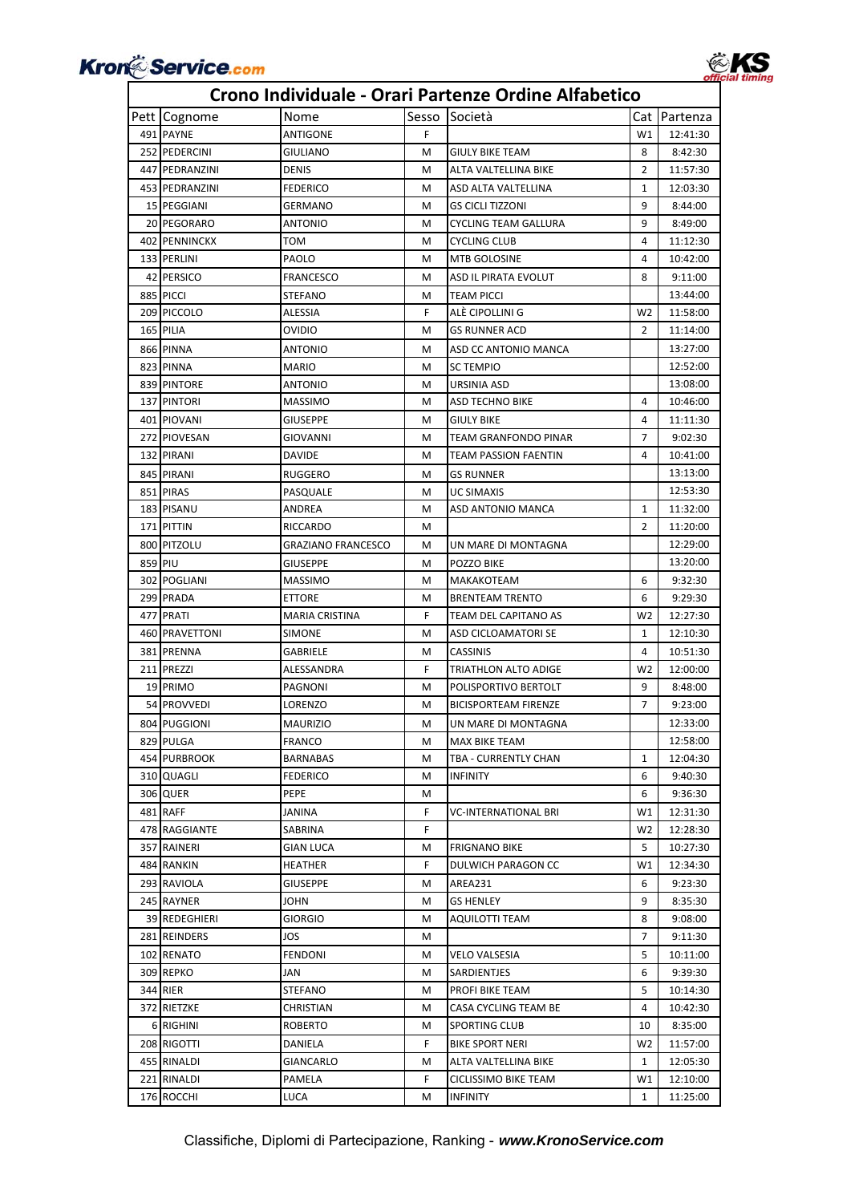# Crono Individuale - Orari Partenze Ordine Alfabetico

| Pett | Cognome | Nome | Sesso | Società | Cat | Partenza |
|---|---|---|---|---|---|---|
| 491 | PAYNE | ANTIGONE | F | | W1 | 12:41:30 |
| 252 | PEDERCINI | GIULIANO | M | GIULY BIKE TEAM | 8 | 8:42:30 |
| 447 | PEDRANZINI | DENIS | M | ALTA VALTELLINA BIKE | 2 | 11:57:30 |
| 453 | PEDRANZINI | FEDERICO | M | ASD ALTA VALTELLINA | 1 | 12:03:30 |
| 15 | PEGGIANI | GERMANO | M | GS CICLI TIZZONI | 9 | 8:44:00 |
| 20 | PEGORARO | ANTONIO | M | CYCLING TEAM GALLURA | 9 | 8:49:00 |
| 402 | PENNINCKX | TOM | M | CYCLING CLUB | 4 | 11:12:30 |
| 133 | PERLINI | PAOLO | M | MTB GOLOSINE | 4 | 10:42:00 |
| 42 | PERSICO | FRANCESCO | M | ASD IL PIRATA EVOLUT | 8 | 9:11:00 |
| 885 | PICCI | STEFANO | M | TEAM PICCI | | 13:44:00 |
| 209 | PICCOLO | ALESSIA | F | ALÈ CIPOLLINI G | W2 | 11:58:00 |
| 165 | PILIA | OVIDIO | M | GS RUNNER ACD | 2 | 11:14:00 |
| 866 | PINNA | ANTONIO | M | ASD CC ANTONIO MANCA | | 13:27:00 |
| 823 | PINNA | MARIO | M | SC TEMPIO | | 12:52:00 |
| 839 | PINTORE | ANTONIO | M | URSINIA ASD | | 13:08:00 |
| 137 | PINTORI | MASSIMO | M | ASD TECHNO BIKE | 4 | 10:46:00 |
| 401 | PIOVANI | GIUSEPPE | M | GIULY BIKE | 4 | 11:11:30 |
| 272 | PIOVESAN | GIOVANNI | M | TEAM GRANFONDO PINAR | 7 | 9:02:30 |
| 132 | PIRANI | DAVIDE | M | TEAM PASSION FAENTIN | 4 | 10:41:00 |
| 845 | PIRANI | RUGGERO | M | GS RUNNER | | 13:13:00 |
| 851 | PIRAS | PASQUALE | M | UC SIMAXIS | | 12:53:30 |
| 183 | PISANU | ANDREA | M | ASD ANTONIO MANCA | 1 | 11:32:00 |
| 171 | PITTIN | RICCARDO | M | | 2 | 11:20:00 |
| 800 | PITZOLU | GRAZIANO FRANCESCO | M | UN MARE DI MONTAGNA | | 12:29:00 |
| 859 | PIU | GIUSEPPE | M | POZZO BIKE | | 13:20:00 |
| 302 | POGLIANI | MASSIMO | M | MAKAKOTEAM | 6 | 9:32:30 |
| 299 | PRADA | ETTORE | M | BRENTEAM TRENTO | 6 | 9:29:30 |
| 477 | PRATI | MARIA CRISTINA | F | TEAM DEL CAPITANO AS | W2 | 12:27:30 |
| 460 | PRAVETTONI | SIMONE | M | ASD CICLOAMATORI SE | 1 | 12:10:30 |
| 381 | PRENNA | GABRIELE | M | CASSINIS | 4 | 10:51:30 |
| 211 | PREZZI | ALESSANDRA | F | TRIATHLON ALTO ADIGE | W2 | 12:00:00 |
| 19 | PRIMO | PAGNONI | M | POLISPORTIVO BERTOLT | 9 | 8:48:00 |
| 54 | PROVVEDI | LORENZO | M | BICISPORTEAM FIRENZE | 7 | 9:23:00 |
| 804 | PUGGIONI | MAURIZIO | M | UN MARE DI MONTAGNA | | 12:33:00 |
| 829 | PULGA | FRANCO | M | MAX BIKE TEAM | | 12:58:00 |
| 454 | PURBROOK | BARNABAS | M | TBA - CURRENTLY CHAN | 1 | 12:04:30 |
| 310 | QUAGLI | FEDERICO | M | INFINITY | 6 | 9:40:30 |
| 306 | QUER | PEPE | M | | 6 | 9:36:30 |
| 481 | RAFF | JANINA | F | VC-INTERNATIONAL BRI | W1 | 12:31:30 |
| 478 | RAGGIANTE | SABRINA | F | | W2 | 12:28:30 |
| 357 | RAINERI | GIAN LUCA | M | FRIGNANO BIKE | 5 | 10:27:30 |
| 484 | RANKIN | HEATHER | F | DULWICH PARAGON CC | W1 | 12:34:30 |
| 293 | RAVIOLA | GIUSEPPE | M | AREA231 | 6 | 9:23:30 |
| 245 | RAYNER | JOHN | M | GS HENLEY | 9 | 8:35:30 |
| 39 | REDEGHIERI | GIORGIO | M | AQUILOTTI TEAM | 8 | 9:08:00 |
| 281 | REINDERS | JOS | M | | 7 | 9:11:30 |
| 102 | RENATO | FENDONI | M | VELO VALSESIA | 5 | 10:11:00 |
| 309 | REPKO | JAN | M | SARDIENTJES | 6 | 9:39:30 |
| 344 | RIER | STEFANO | M | PROFI BIKE TEAM | 5 | 10:14:30 |
| 372 | RIETZKE | CHRISTIAN | M | CASA CYCLING TEAM BE | 4 | 10:42:30 |
| 6 | RIGHINI | ROBERTO | M | SPORTING CLUB | 10 | 8:35:00 |
| 208 | RIGOTTI | DANIELA | F | BIKE SPORT NERI | W2 | 11:57:00 |
| 455 | RINALDI | GIANCARLO | M | ALTA VALTELLINA BIKE | 1 | 12:05:30 |
| 221 | RINALDI | PAMELA | F | CICLISSIMO BIKE TEAM | W1 | 12:10:00 |
| 176 | ROCCHI | LUCA | M | INFINITY | 1 | 11:25:00 |

Classifiche, Diplomi di Partecipazione, Ranking - ***www.KronoService.com***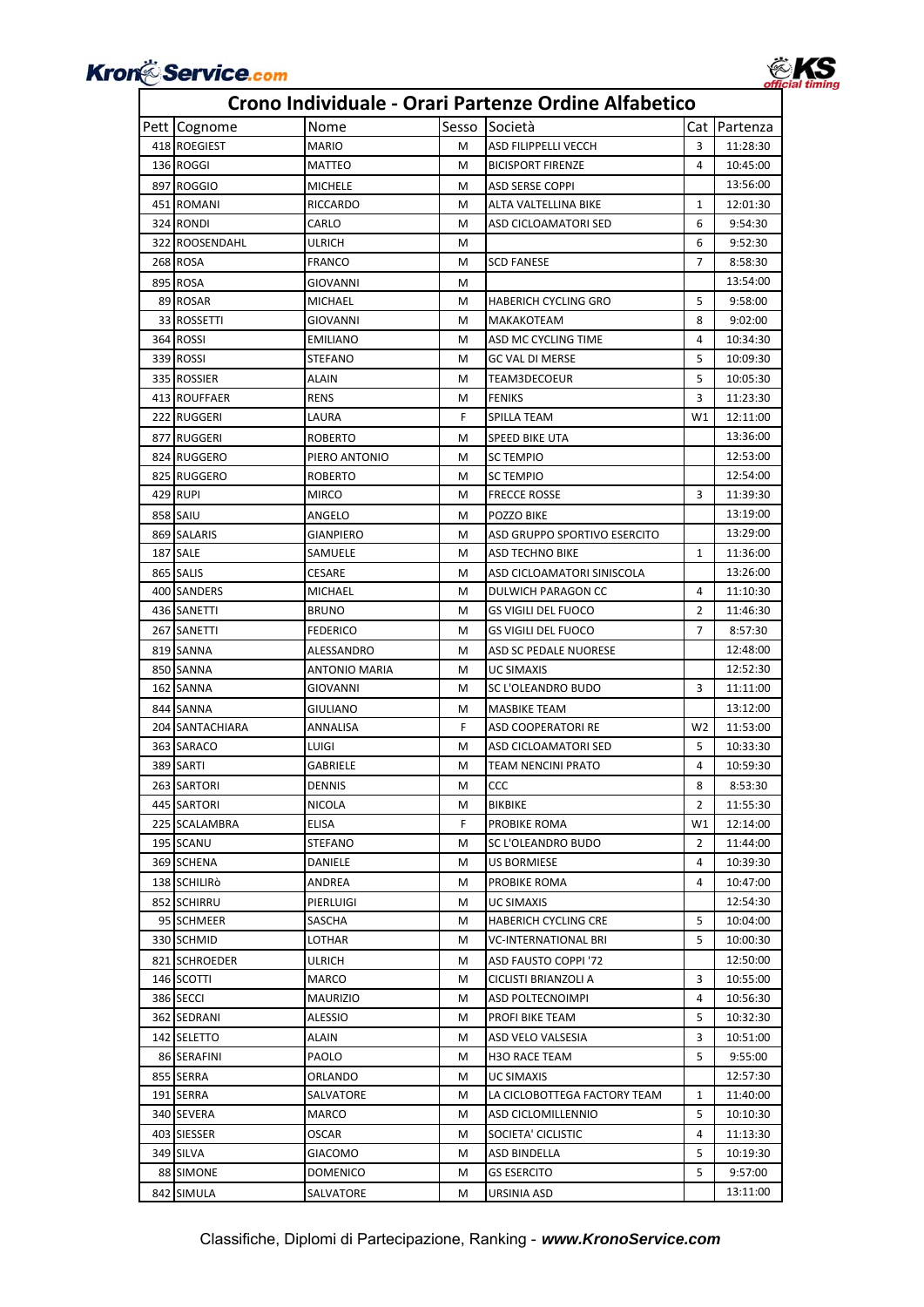# Crono Individuale - Orari Partenze Ordine Alfabetico

| Pett | Cognome | Nome | Sesso | Società | Cat | Partenza |
|---|---|---|---|---|---|---|
| 418 | ROEGIEST | MARIO | M | ASD FILIPPELLI VECCH | 3 | 11:28:30 |
| 136 | ROGGI | MATTEO | M | BICISPORT FIRENZE | 4 | 10:45:00 |
| 897 | ROGGIO | MICHELE | M | ASD SERSE COPPI | | 13:56:00 |
| 451 | ROMANI | RICCARDO | M | ALTA VALTELLINA BIKE | 1 | 12:01:30 |
| 324 | RONDI | CARLO | M | ASD CICLOAMATORI SED | 6 | 9:54:30 |
| 322 | ROOSENDAHL | ULRICH | M | | 6 | 9:52:30 |
| 268 | ROSA | FRANCO | M | SCD FANESE | 7 | 8:58:30 |
| 895 | ROSA | GIOVANNI | M | | | 13:54:00 |
| 89 | ROSAR | MICHAEL | M | HABERICH CYCLING GRO | 5 | 9:58:00 |
| 33 | ROSSETTI | GIOVANNI | M | MAKAKOTEAM | 8 | 9:02:00 |
| 364 | ROSSI | EMILIANO | M | ASD MC CYCLING TIME | 4 | 10:34:30 |
| 339 | ROSSI | STEFANO | M | GC VAL DI MERSE | 5 | 10:09:30 |
| 335 | ROSSIER | ALAIN | M | TEAM3DECOEUR | 5 | 10:05:30 |
| 413 | ROUFFAER | RENS | M | FENIKS | 3 | 11:23:30 |
| 222 | RUGGERI | LAURA | F | SPILLA TEAM | W1 | 12:11:00 |
| 877 | RUGGERI | ROBERTO | M | SPEED BIKE UTA | | 13:36:00 |
| 824 | RUGGERO | PIERO ANTONIO | M | SC TEMPIO | | 12:53:00 |
| 825 | RUGGERO | ROBERTO | M | SC TEMPIO | | 12:54:00 |
| 429 | RUPI | MIRCO | M | FRECCE ROSSE | 3 | 11:39:30 |
| 858 | SAIU | ANGELO | M | POZZO BIKE | | 13:19:00 |
| 869 | SALARIS | GIANPIERO | M | ASD GRUPPO SPORTIVO ESERCITO | | 13:29:00 |
| 187 | SALE | SAMUELE | M | ASD TECHNO BIKE | 1 | 11:36:00 |
| 865 | SALIS | CESARE | M | ASD CICLOAMATORI SINISCOLA | | 13:26:00 |
| 400 | SANDERS | MICHAEL | M | DULWICH PARAGON CC | 4 | 11:10:30 |
| 436 | SANETTI | BRUNO | M | GS VIGILI DEL FUOCO | 2 | 11:46:30 |
| 267 | SANETTI | FEDERICO | M | GS VIGILI DEL FUOCO | 7 | 8:57:30 |
| 819 | SANNA | ALESSANDRO | M | ASD SC PEDALE NUORESE | | 12:48:00 |
| 850 | SANNA | ANTONIO MARIA | M | UC SIMAXIS | | 12:52:30 |
| 162 | SANNA | GIOVANNI | M | SC L'OLEANDRO BUDO | 3 | 11:11:00 |
| 844 | SANNA | GIULIANO | M | MASBIKE TEAM | | 13:12:00 |
| 204 | SANTACHIARA | ANNALISA | F | ASD COOPERATORI RE | W2 | 11:53:00 |
| 363 | SARACO | LUIGI | M | ASD CICLOAMATORI SED | 5 | 10:33:30 |
| 389 | SARTI | GABRIELE | M | TEAM NENCINI PRATO | 4 | 10:59:30 |
| 263 | SARTORI | DENNIS | M | CCC | 8 | 8:53:30 |
| 445 | SARTORI | NICOLA | M | BIKBIKE | 2 | 11:55:30 |
| 225 | SCALAMBRA | ELISA | F | PROBIKE ROMA | W1 | 12:14:00 |
| 195 | SCANU | STEFANO | M | SC L'OLEANDRO BUDO | 2 | 11:44:00 |
| 369 | SCHENA | DANIELE | M | US BORMIESE | 4 | 10:39:30 |
| 138 | SCHILIRò | ANDREA | M | PROBIKE ROMA | 4 | 10:47:00 |
| 852 | SCHIRRU | PIERLUIGI | M | UC SIMAXIS | | 12:54:30 |
| 95 | SCHMEER | SASCHA | M | HABERICH CYCLING CRE | 5 | 10:04:00 |
| 330 | SCHMID | LOTHAR | M | VC-INTERNATIONAL BRI | 5 | 10:00:30 |
| 821 | SCHROEDER | ULRICH | M | ASD FAUSTO COPPI '72 | | 12:50:00 |
| 146 | SCOTTI | MARCO | M | CICLISTI BRIANZOLI A | 3 | 10:55:00 |
| 386 | SECCI | MAURIZIO | M | ASD POLTECNOIMPI | 4 | 10:56:30 |
| 362 | SEDRANI | ALESSIO | M | PROFI BIKE TEAM | 5 | 10:32:30 |
| 142 | SELETTO | ALAIN | M | ASD VELO VALSESIA | 3 | 10:51:00 |
| 86 | SERAFINI | PAOLO | M | H3O RACE TEAM | 5 | 9:55:00 |
| 855 | SERRA | ORLANDO | M | UC SIMAXIS | | 12:57:30 |
| 191 | SERRA | SALVATORE | M | LA CICLOBOTTEGA FACTORY TEAM | 1 | 11:40:00 |
| 340 | SEVERA | MARCO | M | ASD CICLOMILLENNIO | 5 | 10:10:30 |
| 403 | SIESSER | OSCAR | M | SOCIETA' CICLISTIC | 4 | 11:13:30 |
| 349 | SILVA | GIACOMO | M | ASD BINDELLA | 5 | 10:19:30 |
| 88 | SIMONE | DOMENICO | M | GS ESERCITO | 5 | 9:57:00 |
| 842 | SIMULA | SALVATORE | M | URSINIA ASD | | 13:11:00 |

Classifiche, Diplomi di Partecipazione, Ranking - ***www.KronoService.com***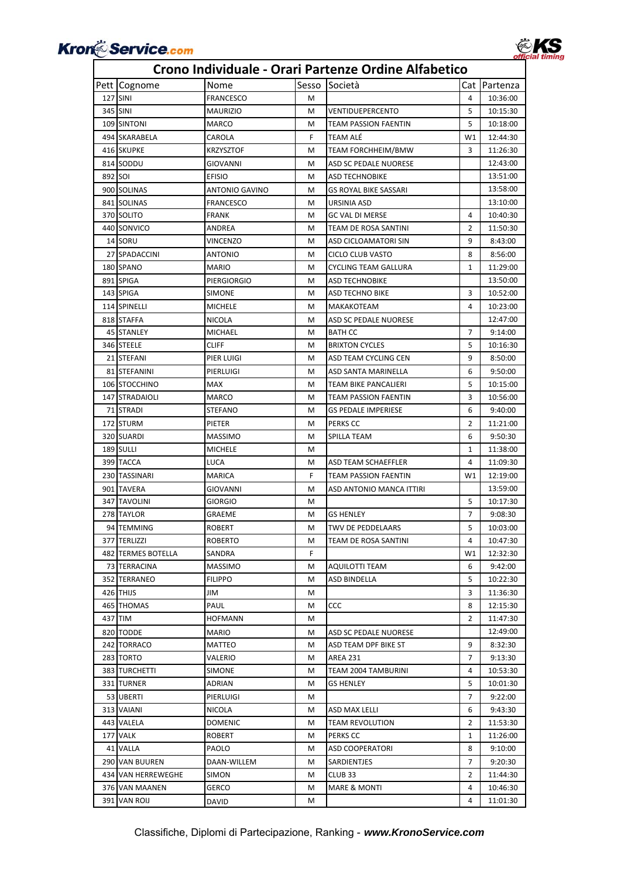# Crono Individuale - Orari Partenze Ordine Alfabetico

| Pett | Cognome | Nome | Sesso | Società | Cat | Partenza |
|---|---|---|---|---|---|---|
| 127 | SINI | FRANCESCO | M | | 4 | 10:36:00 |
| 345 | SINI | MAURIZIO | M | VENTIDUEPERCENTO | 5 | 10:15:30 |
| 109 | SINTONI | MARCO | M | TEAM PASSION FAENTIN | 5 | 10:18:00 |
| 494 | SKARABELA | CAROLA | F | TEAM ALÉ | W1 | 12:44:30 |
| 416 | SKUPKE | KRZYSZTOF | M | TEAM FORCHHEIM/BMW | 3 | 11:26:30 |
| 814 | SODDU | GIOVANNI | M | ASD SC PEDALE NUORESE | | 12:43:00 |
| 892 | SOI | EFISIO | M | ASD TECHNOBIKE | | 13:51:00 |
| 900 | SOLINAS | ANTONIO GAVINO | M | GS ROYAL BIKE SASSARI | | 13:58:00 |
| 841 | SOLINAS | FRANCESCO | M | URSINIA ASD | | 13:10:00 |
| 370 | SOLITO | FRANK | M | GC VAL DI MERSE | 4 | 10:40:30 |
| 440 | SONVICO | ANDREA | M | TEAM DE ROSA SANTINI | 2 | 11:50:30 |
| 14 | SORU | VINCENZO | M | ASD CICLOAMATORI SIN | 9 | 8:43:00 |
| 27 | SPADACCINI | ANTONIO | M | CICLO CLUB VASTO | 8 | 8:56:00 |
| 180 | SPANO | MARIO | M | CYCLING TEAM GALLURA | 1 | 11:29:00 |
| 891 | SPIGA | PIERGIORGIO | M | ASD TECHNOBIKE | | 13:50:00 |
| 143 | SPIGA | SIMONE | M | ASD TECHNO BIKE | 3 | 10:52:00 |
| 114 | SPINELLI | MICHELE | M | MAKAKOTEAM | 4 | 10:23:00 |
| 818 | STAFFA | NICOLA | M | ASD SC PEDALE NUORESE | | 12:47:00 |
| 45 | STANLEY | MICHAEL | M | BATH CC | 7 | 9:14:00 |
| 346 | STEELE | CLIFF | M | BRIXTON CYCLES | 5 | 10:16:30 |
| 21 | STEFANI | PIER LUIGI | M | ASD TEAM CYCLING CEN | 9 | 8:50:00 |
| 81 | STEFANINI | PIERLUIGI | M | ASD SANTA MARINELLA | 6 | 9:50:00 |
| 106 | STOCCHINO | MAX | M | TEAM BIKE PANCALIERI | 5 | 10:15:00 |
| 147 | STRADAIOLI | MARCO | M | TEAM PASSION FAENTIN | 3 | 10:56:00 |
| 71 | STRADI | STEFANO | M | GS PEDALE IMPERIESE | 6 | 9:40:00 |
| 172 | STURM | PIETER | M | PERKS CC | 2 | 11:21:00 |
| 320 | SUARDI | MASSIMO | M | SPILLA TEAM | 6 | 9:50:30 |
| 189 | SULLI | MICHELE | M | | 1 | 11:38:00 |
| 399 | TACCA | LUCA | M | ASD TEAM SCHAEFFLER | 4 | 11:09:30 |
| 230 | TASSINARI | MARICA | F | TEAM PASSION FAENTIN | W1 | 12:19:00 |
| 901 | TAVERA | GIOVANNI | M | ASD ANTONIO MANCA ITTIRI | | 13:59:00 |
| 347 | TAVOLINI | GIORGIO | M | | 5 | 10:17:30 |
| 278 | TAYLOR | GRAEME | M | GS HENLEY | 7 | 9:08:30 |
| 94 | TEMMING | ROBERT | M | TWV DE PEDDELAARS | 5 | 10:03:00 |
| 377 | TERLIZZI | ROBERTO | M | TEAM DE ROSA SANTINI | 4 | 10:47:30 |
| 482 | TERMES BOTELLA | SANDRA | F | | W1 | 12:32:30 |
| 73 | TERRACINA | MASSIMO | M | AQUILOTTI TEAM | 6 | 9:42:00 |
| 352 | TERRANEO | FILIPPO | M | ASD BINDELLA | 5 | 10:22:30 |
| 426 | THIJS | JIM | M | | 3 | 11:36:30 |
| 465 | THOMAS | PAUL | M | CCC | 8 | 12:15:30 |
| 437 | TIM | HOFMANN | M | | 2 | 11:47:30 |
| 820 | TODDE | MARIO | M | ASD SC PEDALE NUORESE | | 12:49:00 |
| 242 | TORRACO | MATTEO | M | ASD TEAM DPF BIKE ST | 9 | 8:32:30 |
| 283 | TORTO | VALERIO | M | AREA 231 | 7 | 9:13:30 |
| 383 | TURCHETTI | SIMONE | M | TEAM 2004 TAMBURINI | 4 | 10:53:30 |
| 331 | TURNER | ADRIAN | M | GS HENLEY | 5 | 10:01:30 |
| 53 | UBERTI | PIERLUIGI | M | | 7 | 9:22:00 |
| 313 | VAIANI | NICOLA | M | ASD MAX LELLI | 6 | 9:43:30 |
| 443 | VALELA | DOMENIC | M | TEAM REVOLUTION | 2 | 11:53:30 |
| 177 | VALK | ROBERT | M | PERKS CC | 1 | 11:26:00 |
| 41 | VALLA | PAOLO | M | ASD COOPERATORI | 8 | 9:10:00 |
| 290 | VAN BUUREN | DAAN-WILLEM | M | SARDIENTJES | 7 | 9:20:30 |
| 434 | VAN HERREWEGHE | SIMON | M | CLUB 33 | 2 | 11:44:30 |
| 376 | VAN MAANEN | GERCO | M | MARE & MONTI | 4 | 10:46:30 |
| 391 | VAN ROIJ | DAVID | M | | 4 | 11:01:30 |

Classifiche, Diplomi di Partecipazione, Ranking - ***www.KronoService.com***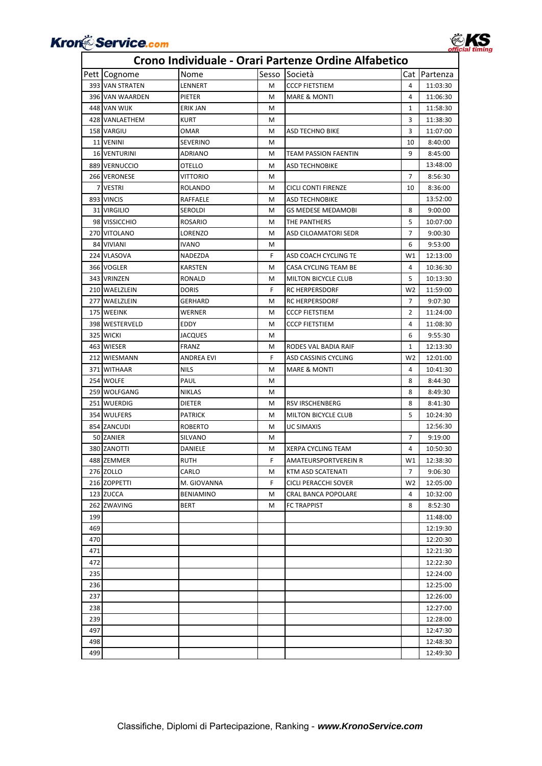# Crono Individuale - Orari Partenze Ordine Alfabetico

| Pett | Cognome | Nome | Sesso | Società | Cat | Partenza |
|---|---|---|---|---|---|---|
| 393 | VAN STRATEN | LENNERT | M | CCCP FIETSTIEM | 4 | 11:03:30 |
| 396 | VAN WAARDEN | PIETER | M | MARE & MONTI | 4 | 11:06:30 |
| 448 | VAN WIJK | ERIK JAN | M | | 1 | 11:58:30 |
| 428 | VANLAETHEM | KURT | M | | 3 | 11:38:30 |
| 158 | VARGIU | OMAR | M | ASD TECHNO BIKE | 3 | 11:07:00 |
| 11 | VENINI | SEVERINO | M | | 10 | 8:40:00 |
| 16 | VENTURINI | ADRIANO | M | TEAM PASSION FAENTIN | 9 | 8:45:00 |
| 889 | VERNUCCIO | OTELLO | M | ASD TECHNOBIKE | | 13:48:00 |
| 266 | VERONESE | VITTORIO | M | | 7 | 8:56:30 |
| 7 | VESTRI | ROLANDO | M | CICLI CONTI FIRENZE | 10 | 8:36:00 |
| 893 | VINCIS | RAFFAELE | M | ASD TECHNOBIKE | | 13:52:00 |
| 31 | VIRGILIO | SEROLDI | M | GS MEDESE MEDAMOBI | 8 | 9:00:00 |
| 98 | VISSICCHIO | ROSARIO | M | THE PANTHERS | 5 | 10:07:00 |
| 270 | VITOLANO | LORENZO | M | ASD CILOAMATORI SEDR | 7 | 9:00:30 |
| 84 | VIVIANI | IVANO | M | | 6 | 9:53:00 |
| 224 | VLASOVA | NADEZDA | F | ASD COACH CYCLING TE | W1 | 12:13:00 |
| 366 | VOGLER | KARSTEN | M | CASA CYCLING TEAM BE | 4 | 10:36:30 |
| 343 | VRINZEN | RONALD | M | MILTON BICYCLE CLUB | 5 | 10:13:30 |
| 210 | WAELZLEIN | DORIS | F | RC HERPERSDORF | W2 | 11:59:00 |
| 277 | WAELZLEIN | GERHARD | M | RC HERPERSDORF | 7 | 9:07:30 |
| 175 | WEEINK | WERNER | M | CCCP FIETSTIEM | 2 | 11:24:00 |
| 398 | WESTERVELD | EDDY | M | CCCP FIETSTIEM | 4 | 11:08:30 |
| 325 | WICKI | JACQUES | M | | 6 | 9:55:30 |
| 463 | WIESER | FRANZ | M | RODES VAL BADIA RAIF | 1 | 12:13:30 |
| 212 | WIESMANN | ANDREA EVI | F | ASD CASSINIS CYCLING | W2 | 12:01:00 |
| 371 | WITHAAR | NILS | M | MARE & MONTI | 4 | 10:41:30 |
| 254 | WOLFE | PAUL | M | | 8 | 8:44:30 |
| 259 | WOLFGANG | NIKLAS | M | | 8 | 8:49:30 |
| 251 | WUERDIG | DIETER | M | RSV IRSCHENBERG | 8 | 8:41:30 |
| 354 | WULFERS | PATRICK | M | MILTON BICYCLE CLUB | 5 | 10:24:30 |
| 854 | ZANCUDI | ROBERTO | M | UC SIMAXIS | | 12:56:30 |
| 50 | ZANIER | SILVANO | M | | 7 | 9:19:00 |
| 380 | ZANOTTI | DANIELE | M | XERPA CYCLING TEAM | 4 | 10:50:30 |
| 488 | ZEMMER | RUTH | F | AMATEURSPORTVEREIN R | W1 | 12:38:30 |
| 276 | ZOLLO | CARLO | M | KTM ASD SCATENATI | 7 | 9:06:30 |
| 216 | ZOPPETTI | M. GIOVANNA | F | CICLI PERACCHI SOVER | W2 | 12:05:00 |
| 123 | ZUCCA | BENIAMINO | M | CRAL BANCA POPOLARE | 4 | 10:32:00 |
| 262 | ZWAVING | BERT | M | FC TRAPPIST | 8 | 8:52:30 |
| 199 | | | | | | 11:48:00 |
| 469 | | | | | | 12:19:30 |
| 470 | | | | | | 12:20:30 |
| 471 | | | | | | 12:21:30 |
| 472 | | | | | | 12:22:30 |
| 235 | | | | | | 12:24:00 |
| 236 | | | | | | 12:25:00 |
| 237 | | | | | | 12:26:00 |
| 238 | | | | | | 12:27:00 |
| 239 | | | | | | 12:28:00 |
| 497 | | | | | | 12:47:30 |
| 498 | | | | | | 12:48:30 |
| 499 | | | | | | 12:49:30 |